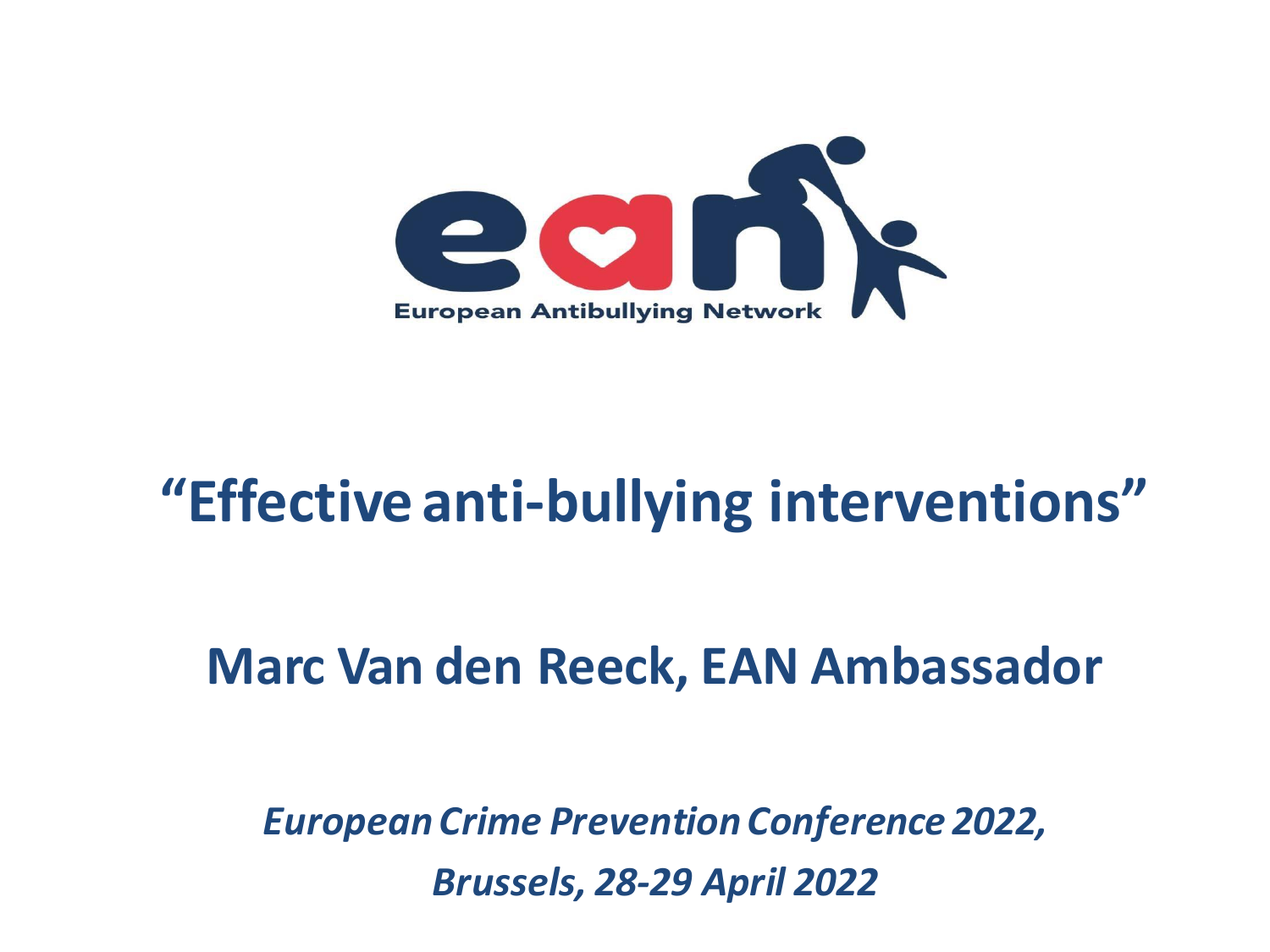European Antibullying Network

# “Effective anti-bullying interventions”

## Marc Van den Reeck, EAN Ambassador

*European Crime Prevention Conference 2022,*

*Brussels, 28-29 April 2022*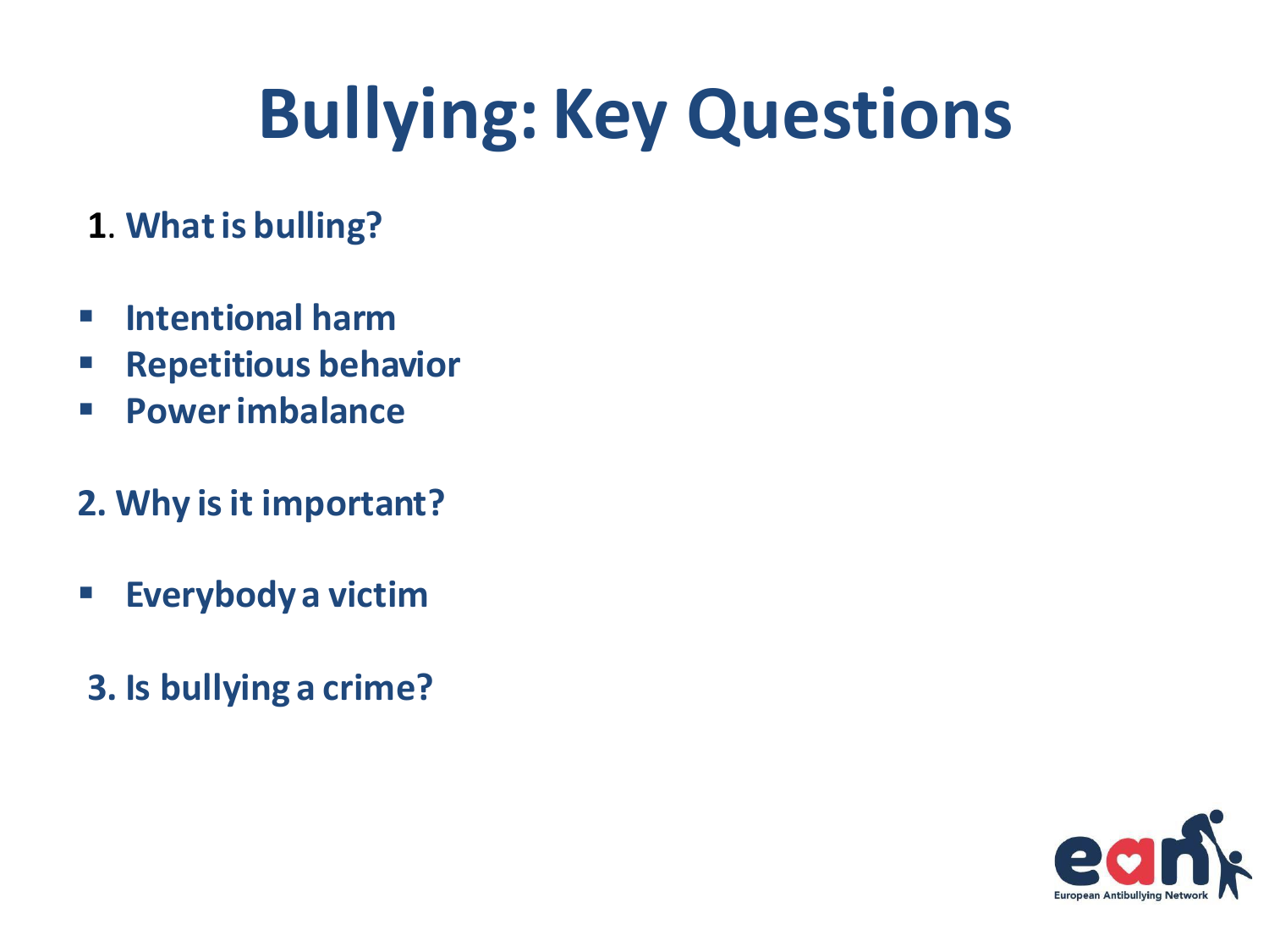# Bullying: Key Questions

1. What is bulling?

- Intentional harm
- Repetitious behavior
- Power imbalance

2. Why is it important?

- Everybody a victim

3. Is bullying a crime?

European Antibullying Network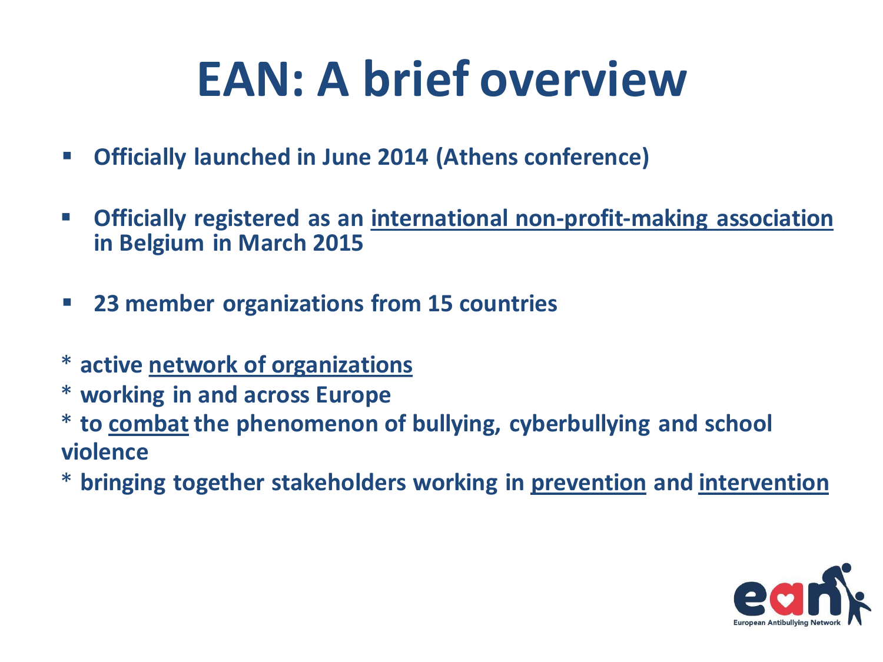# EAN: A brief overview

- **Officially launched in June 2014 (Athens conference)**
- **Officially registered as an international non-profit-making association in Belgium in March 2015**
- **23 member organizations from 15 countries**

**\* active network of organizations**
**\* working in and across Europe**
**\* to combat the phenomenon of bullying, cyberbullying and school violence**
**\* bringing together stakeholders working in prevention and intervention**

European Antibullying Network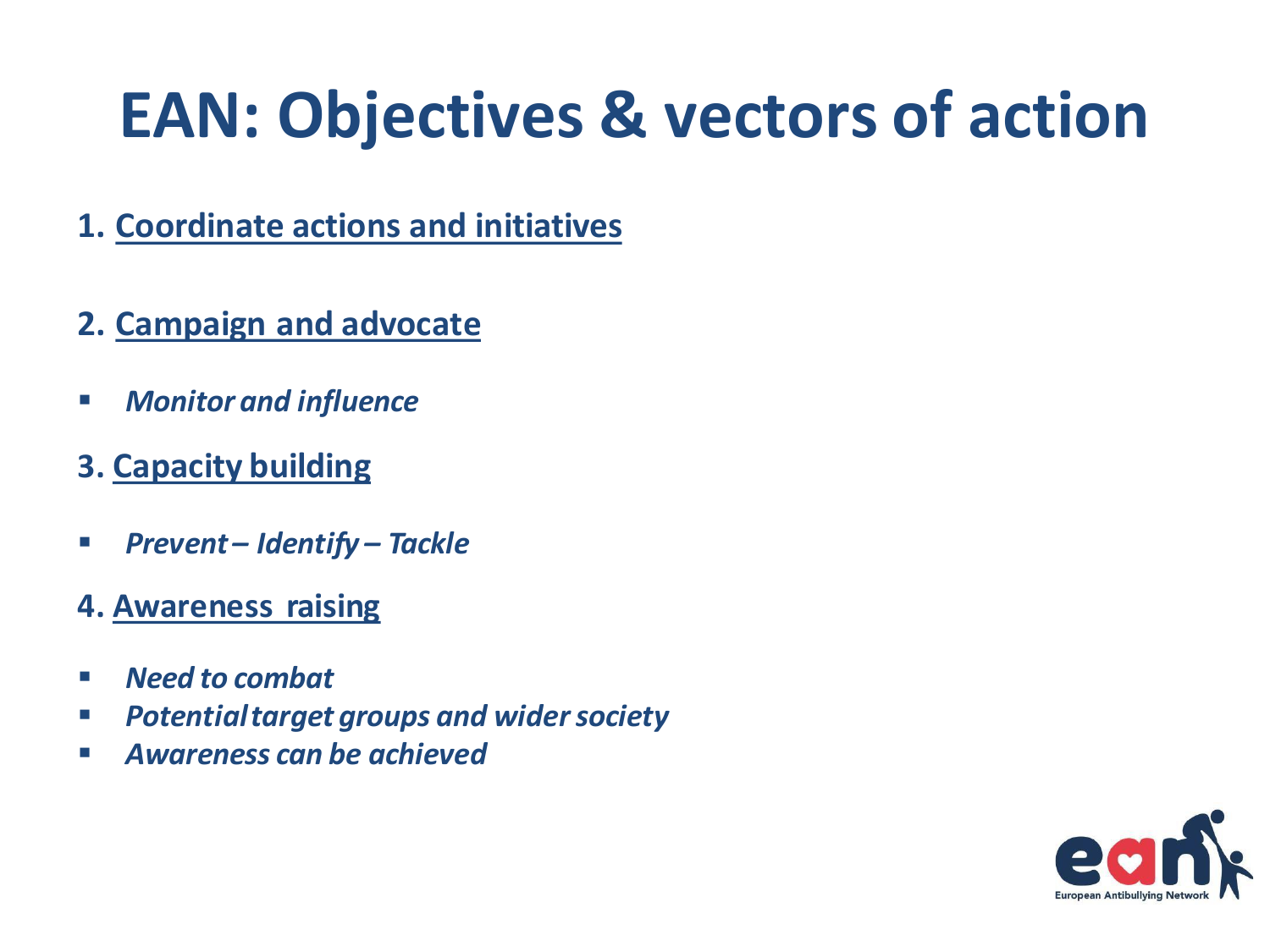# EAN: Objectives & vectors of action

1. **Coordinate actions and initiatives**

2. **Campaign and advocate**

- ***Monitor and influence***

3. **Capacity building**

- ***Prevent – Identify – Tackle***

4. **Awareness raising**

- ***Need to combat***
- ***Potential target groups and wider society***
- ***Awareness can be achieved***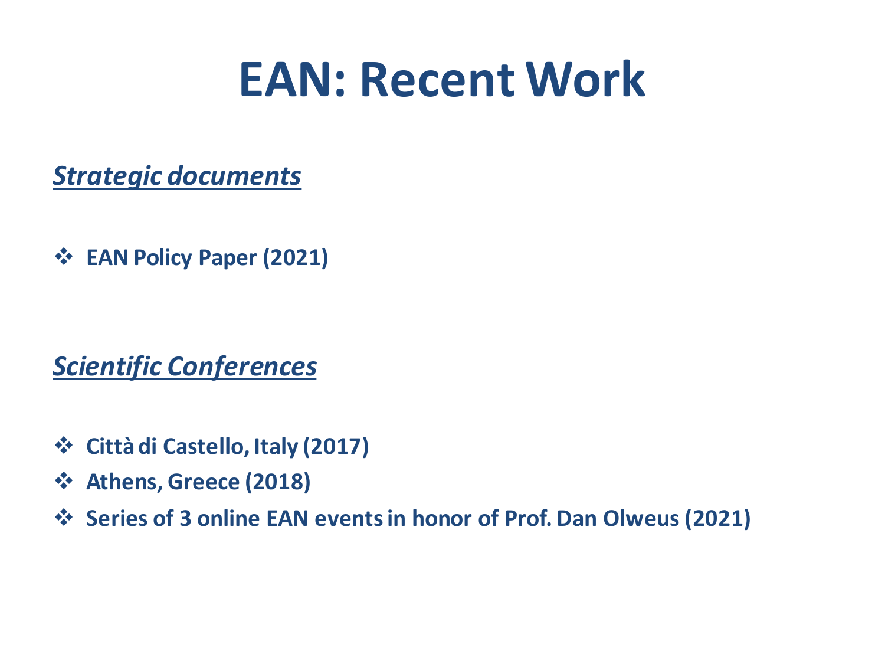# EAN: Recent Work

***Strategic documents***

- **EAN Policy Paper (2021)**

***Scientific Conferences***

- **Città di Castello, Italy (2017)**
- **Athens, Greece (2018)**
- **Series of 3 online EAN events in honor of Prof. Dan Olweus (2021)**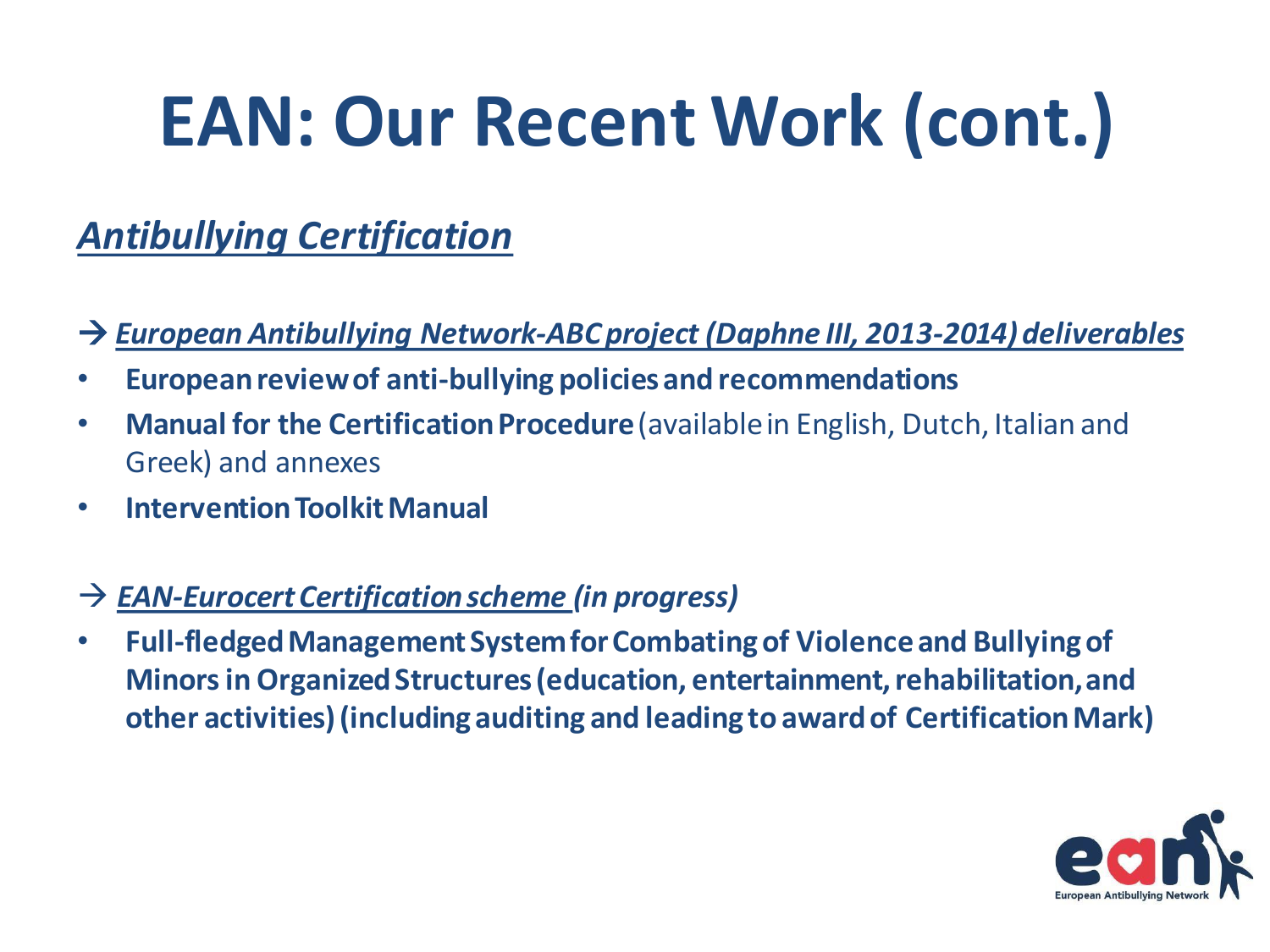# EAN: Our Recent Work (cont.)

## ***Antibullying Certification***

→ ***European Antibullying Network-ABC project (Daphne III, 2013-2014) deliverables***

- **European review of anti-bullying policies and recommendations**
- **Manual for the Certification Procedure** (available in English, Dutch, Italian and Greek) and annexes
- **Intervention Toolkit Manual**

→ ***EAN-Eurocert Certification scheme (in progress)***

- **Full-fledged Management System for Combating of Violence and Bullying of Minors in Organized Structures (education, entertainment, rehabilitation, and other activities) (including auditing and leading to award of Certification Mark)**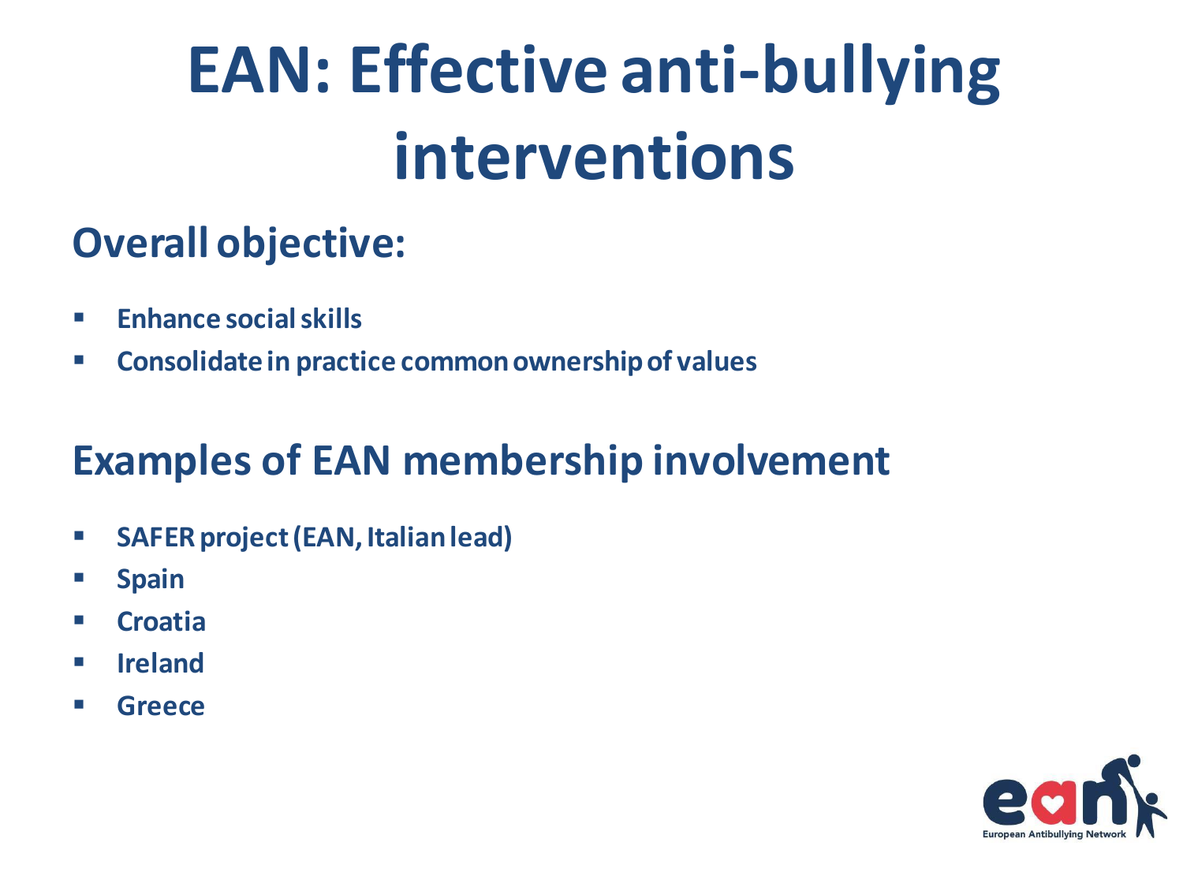# EAN: Effective anti-bullying interventions

## Overall objective:

- **Enhance social skills**
- **Consolidate in practice common ownership of values**

## Examples of EAN membership involvement

- **SAFER project (EAN, Italian lead)**
- **Spain**
- **Croatia**
- **Ireland**
- **Greece**

European Antibullying Network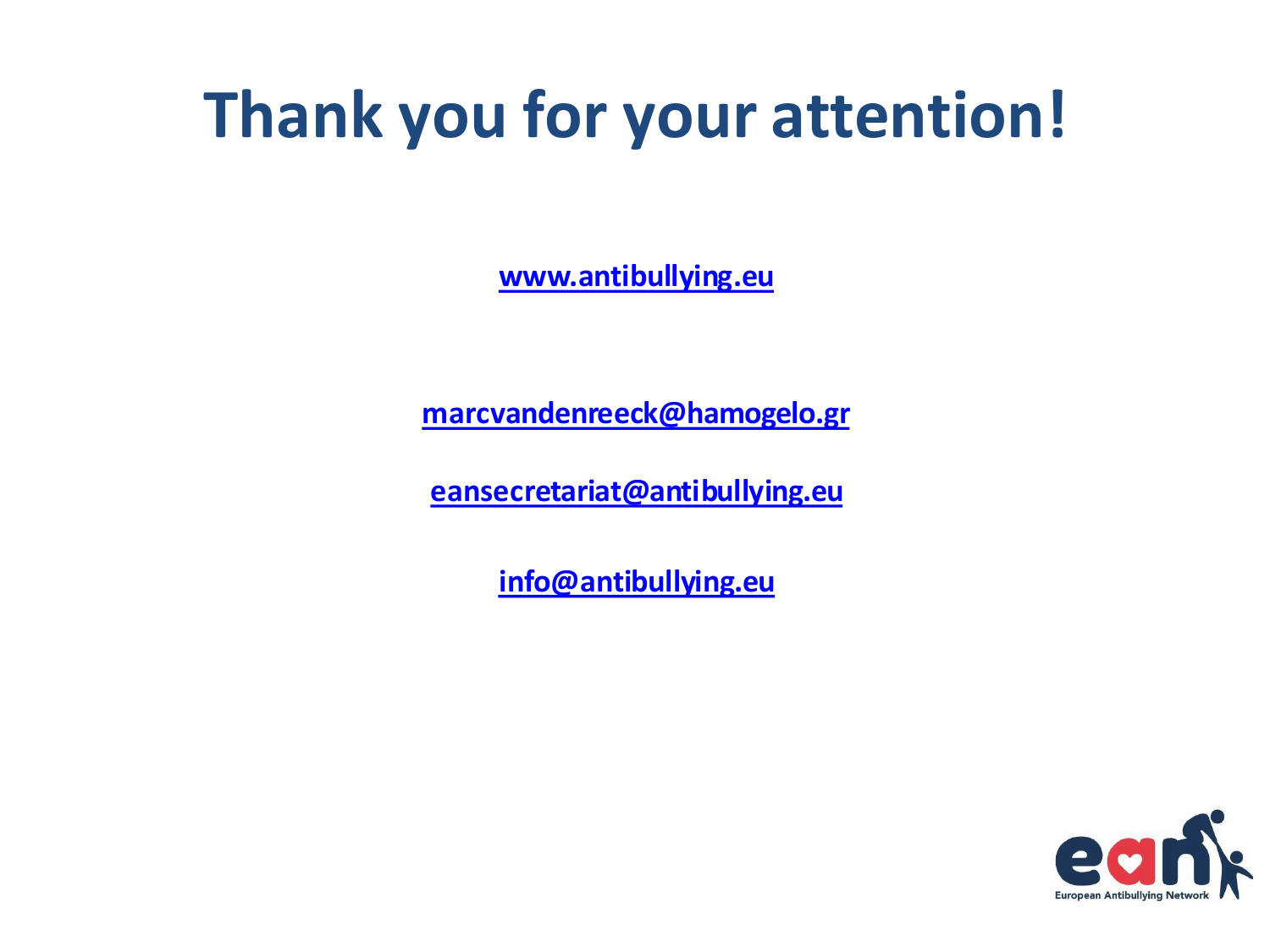# Thank you for your attention!

www.antibullying.eu

marcvandenreeck@hamogelo.gr

eansecretariat@antibullying.eu

info@antibullying.eu

European Antibullying Network